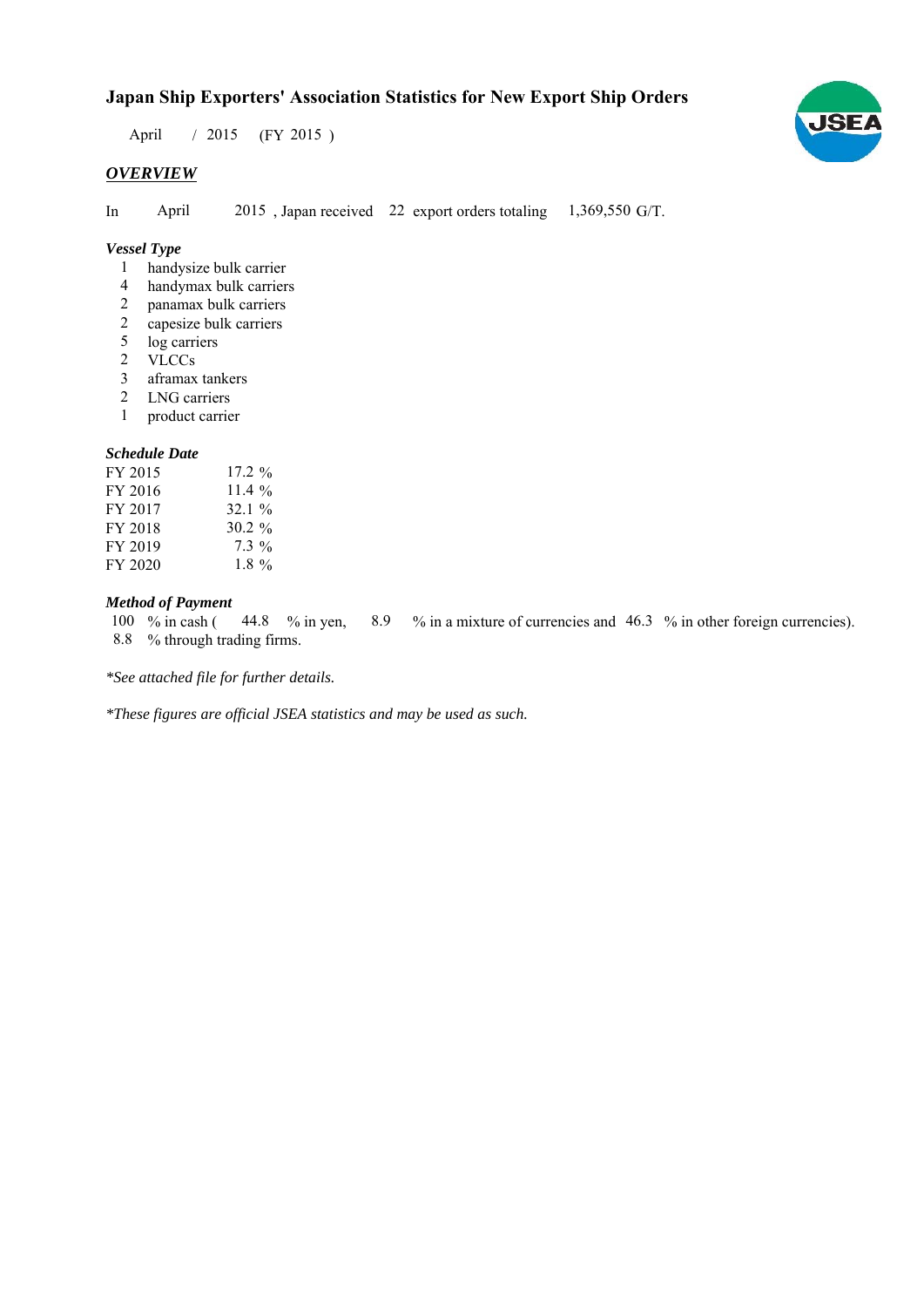# Japan Ship Exporters' Association Statistics for New Export Ship Orders

April / 2015 (FY 2015 )

## *OVERVIEW*

In April 2015 , Japan received 22 export orders totaling 1,369,550 G/T.

### *Vessel Type*

1 handysize bulk carrier
4 handymax bulk carriers
2 panamax bulk carriers
2 capesize bulk carriers
5 log carriers
2 VLCCs
3 aframax tankers
2 LNG carriers
1 product carrier

### *Schedule Date*

| | |
|---|---|
| FY 2015 | 17.2 % |
| FY 2016 | 11.4 % |
| FY 2017 | 32.1 % |
| FY 2018 | 30.2 % |
| FY 2019 | 7.3 % |
| FY 2020 | 1.8 % |

### *Method of Payment*

100 % in cash ( 44.8 % in yen, 8.9 % in a mixture of currencies and 46.3 % in other foreign currencies).
8.8 % through trading firms.

*\*See attached file for further details.*

*\*These figures are official JSEA statistics and may be used as such.*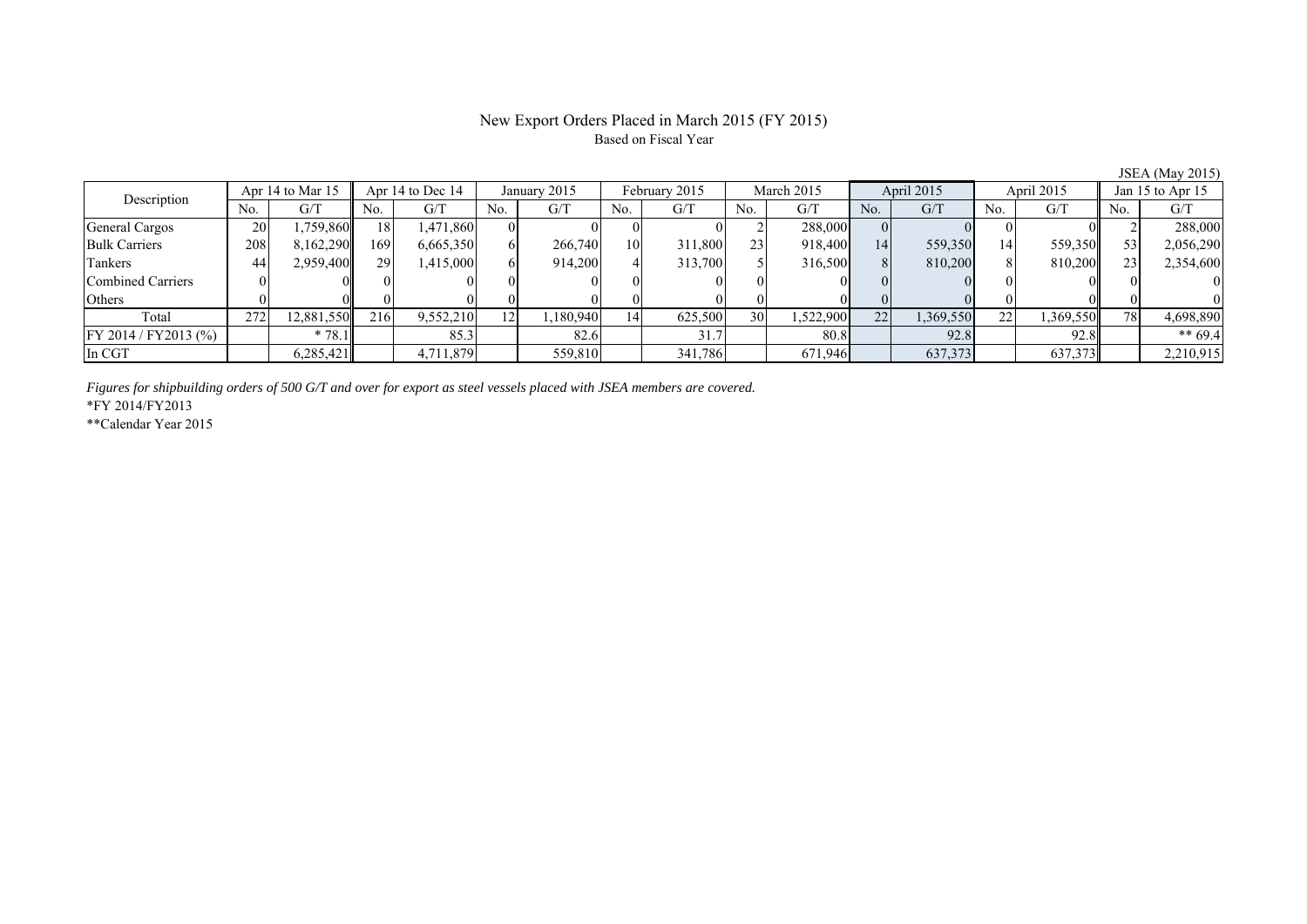# New Export Orders Placed in March 2015 (FY 2015)

Based on Fiscal Year

JSEA (May 2015)

| Description | Apr 14 to Mar 15 | | Apr 14 to Dec 14 | | January 2015 | | February 2015 | | March 2015 | | April 2015 | | April 2015 | | Jan 15 to Apr 15 | |
|---|---|---|---|---|---|---|---|---|---|---|---|---|---|---|---|---|
| | No. | G/T | No. | G/T | No. | G/T | No. | G/T | No. | G/T | No. | G/T | No. | G/T | No. | G/T |
| General Cargos | 20 | 1,759,860 | 18 | 1,471,860 | 0 | 0 | 0 | 0 | 2 | 288,000 | 0 | 0 | 0 | 0 | 2 | 288,000 |
| Bulk Carriers | 208 | 8,162,290 | 169 | 6,665,350 | 6 | 266,740 | 10 | 311,800 | 23 | 918,400 | 14 | 559,350 | 14 | 559,350 | 53 | 2,056,290 |
| Tankers | 44 | 2,959,400 | 29 | 1,415,000 | 6 | 914,200 | 4 | 313,700 | 5 | 316,500 | 8 | 810,200 | 8 | 810,200 | 23 | 2,354,600 |
| Combined Carriers | 0 | 0 | 0 | 0 | 0 | 0 | 0 | 0 | 0 | 0 | 0 | 0 | 0 | 0 | 0 | 0 |
| Others | 0 | 0 | 0 | 0 | 0 | 0 | 0 | 0 | 0 | 0 | 0 | 0 | 0 | 0 | 0 | 0 |
| Total | 272 | 12,881,550 | 216 | 9,552,210 | 12 | 1,180,940 | 14 | 625,500 | 30 | 1,522,900 | 22 | 1,369,550 | 22 | 1,369,550 | 78 | 4,698,890 |
| FY 2014 / FY2013 (%) | | * 78.1 | | 85.3 | | 82.6 | | 31.7 | | 80.8 | | 92.8 | | 92.8 | | ** 69.4 |
| In CGT | | 6,285,421 | | 4,711,879 | | 559,810 | | 341,786 | | 671,946 | | 637,373 | | 637,373 | | 2,210,915 |

*Figures for shipbuilding orders of 500 G/T and over for export as steel vessels placed with JSEA members are covered.*

*FY 2014/FY2013

**Calendar Year 2015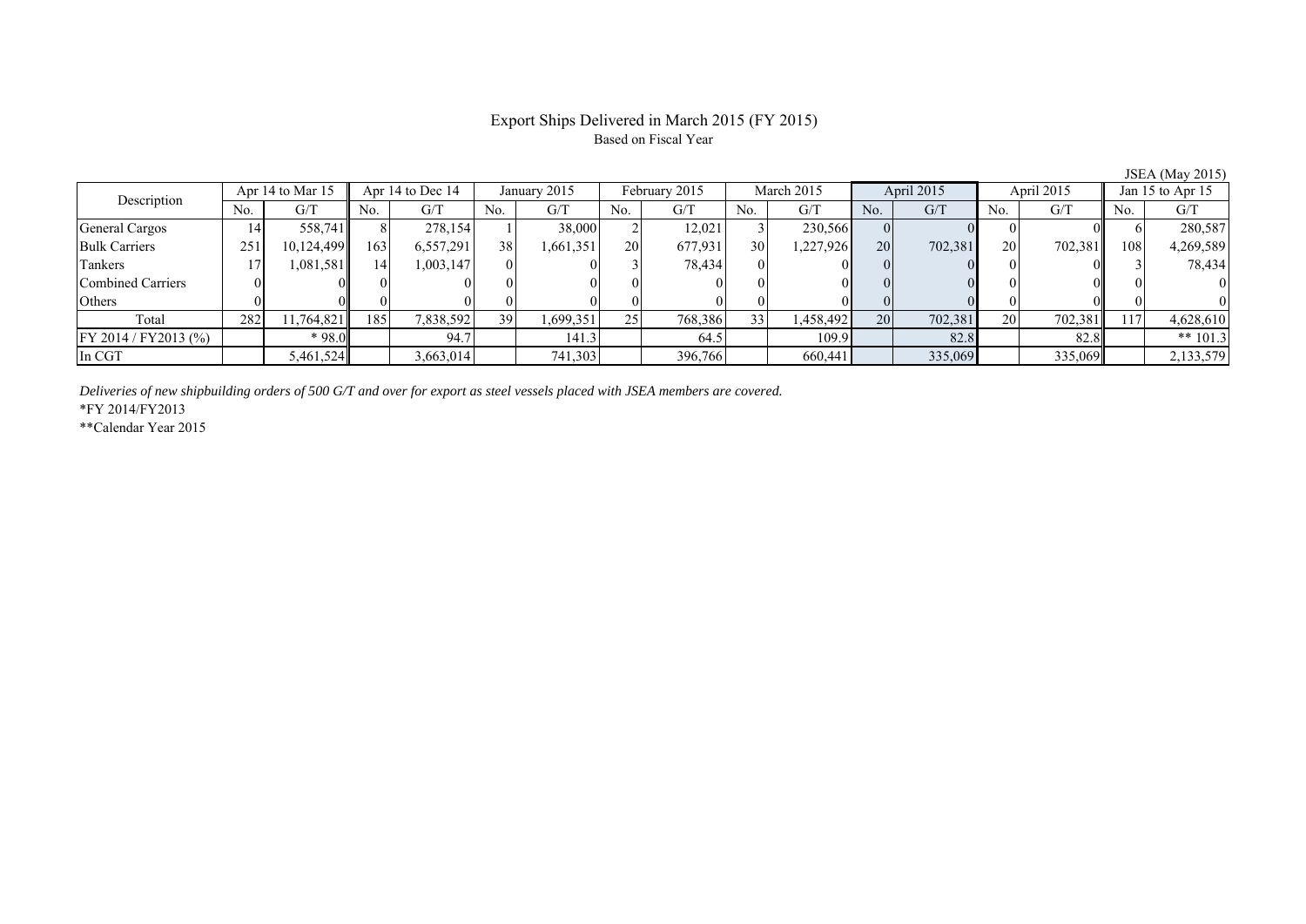# Export Ships Delivered in March 2015 (FY 2015)

Based on Fiscal Year

JSEA (May 2015)

| Description | Apr 14 to Mar 15 | | Apr 14 to Dec 14 | | January 2015 | | February 2015 | | March 2015 | | April 2015 | | April 2015 | | Jan 15 to Apr 15 | |
|---|---|---|---|---|---|---|---|---|---|---|---|---|---|---|---|---|
| | No. | G/T | No. | G/T | No. | G/T | No. | G/T | No. | G/T | No. | G/T | No. | G/T | No. | G/T |
| General Cargos | 14 | 558,741 | 8 | 278,154 | 1 | 38,000 | 2 | 12,021 | 3 | 230,566 | 0 | 0 | 0 | 0 | 6 | 280,587 |
| Bulk Carriers | 251 | 10,124,499 | 163 | 6,557,291 | 38 | 1,661,351 | 20 | 677,931 | 30 | 1,227,926 | 20 | 702,381 | 20 | 702,381 | 108 | 4,269,589 |
| Tankers | 17 | 1,081,581 | 14 | 1,003,147 | 0 | 0 | 3 | 78,434 | 0 | 0 | 0 | 0 | 0 | 0 | 3 | 78,434 |
| Combined Carriers | 0 | 0 | 0 | 0 | 0 | 0 | 0 | 0 | 0 | 0 | 0 | 0 | 0 | 0 | 0 | 0 |
| Others | 0 | 0 | 0 | 0 | 0 | 0 | 0 | 0 | 0 | 0 | 0 | 0 | 0 | 0 | 0 | 0 |
| Total | 282 | 11,764,821 | 185 | 7,838,592 | 39 | 1,699,351 | 25 | 768,386 | 33 | 1,458,492 | 20 | 702,381 | 20 | 702,381 | 117 | 4,628,610 |
| FY 2014 / FY2013 (%) | | * 98.0 | | 94.7 | | 141.3 | | 64.5 | | 109.9 | | 82.8 | | 82.8 | | ** 101.3 |
| In CGT | | 5,461,524 | | 3,663,014 | | 741,303 | | 396,766 | | 660,441 | | 335,069 | | 335,069 | | 2,133,579 |

*Deliveries of new shipbuilding orders of 500 G/T and over for export as steel vessels placed with JSEA members are covered.*

*FY 2014/FY2013

**Calendar Year 2015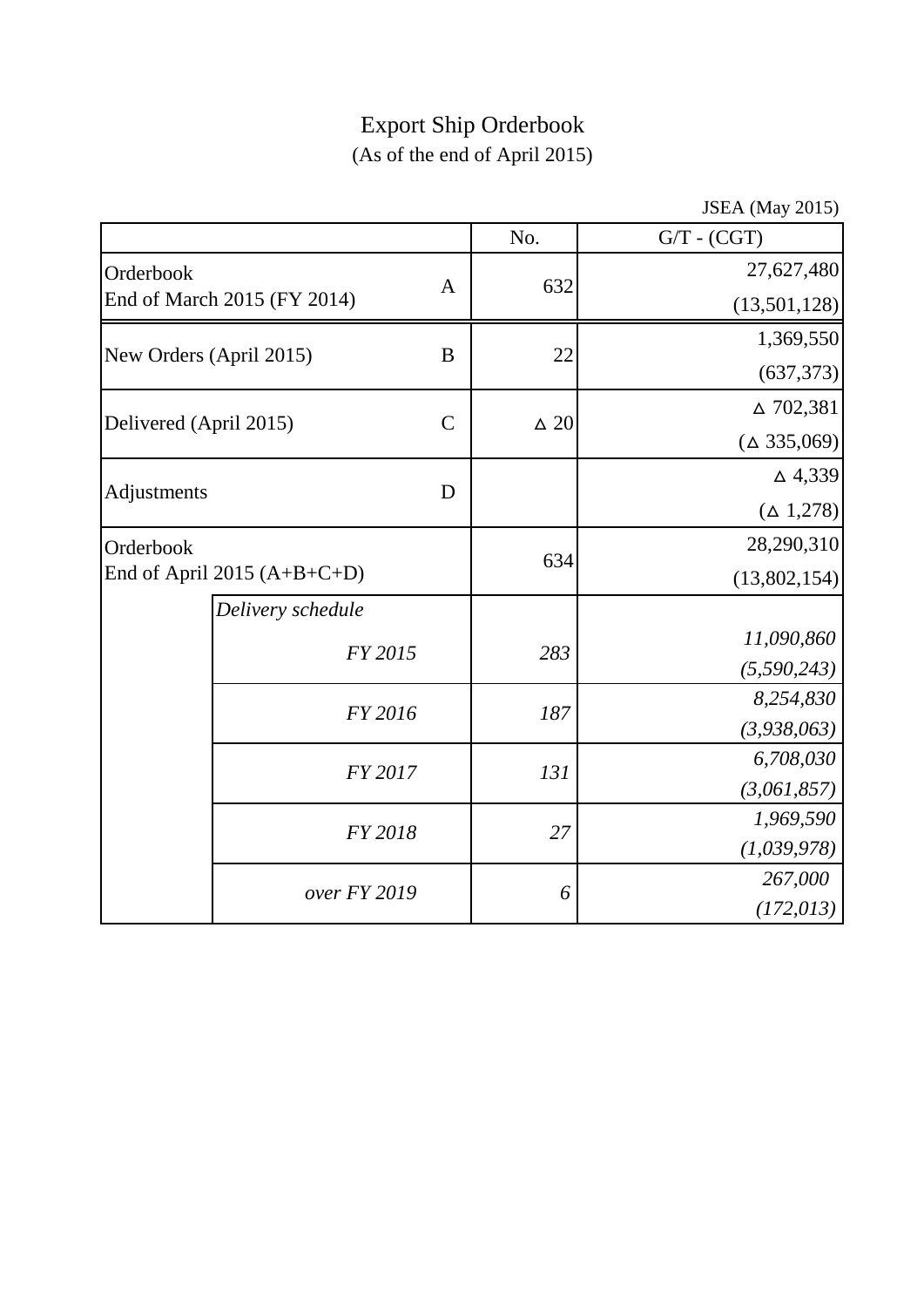# Export Ship Orderbook

(As of the end of April 2015)

JSEA (May 2015)

| | | | No. | G/T - (CGT) |
|---|---|---|---|---|
| Orderbook<br>End of March 2015 (FY 2014) | | A | 632 | 27,627,480<br>(13,501,128) |
| New Orders (April 2015) | | B | 22 | 1,369,550<br>(637,373) |
| Delivered (April 2015) | | C | ∆ 20 | ∆ 702,381<br>(∆ 335,069) |
| Adjustments | | D | | ∆ 4,339<br>(∆ 1,278) |
| Orderbook<br>End of April 2015 (A+B+C+D) | | | 634 | 28,290,310<br>(13,802,154) |
| | *Delivery schedule* | | | |
| | *FY 2015* | | *283* | *11,090,860*<br>*(5,590,243)* |
| | *FY 2016* | | *187* | *8,254,830*<br>*(3,938,063)* |
| | *FY 2017* | | *131* | *6,708,030*<br>*(3,061,857)* |
| | *FY 2018* | | *27* | *1,969,590*<br>*(1,039,978)* |
| | *over FY 2019* | | *6* | *267,000*<br>*(172,013)* |